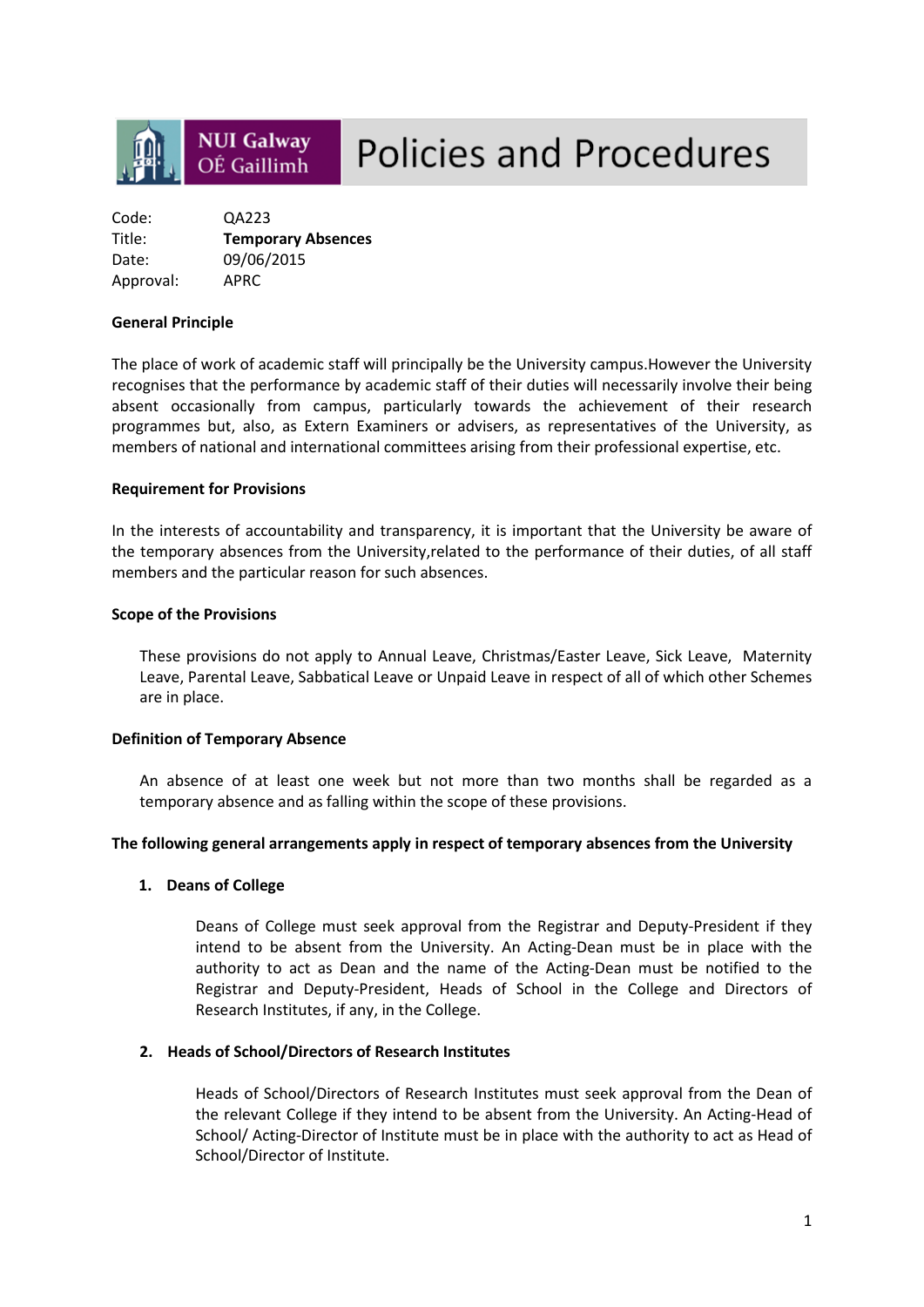NUI Galway OÉ Gaillimh

# Policies and Procedures

Code: QA223
Title: **Temporary Absences**
Date: 09/06/2015
Approval: APRC

**General Principle**

The place of work of academic staff will principally be the University campus.However the University recognises that the performance by academic staff of their duties will necessarily involve their being absent occasionally from campus, particularly towards the achievement of their research programmes but, also, as Extern Examiners or advisers, as representatives of the University, as members of national and international committees arising from their professional expertise, etc.

**Requirement for Provisions**

In the interests of accountability and transparency, it is important that the University be aware of the temporary absences from the University,related to the performance of their duties, of all staff members and the particular reason for such absences.

**Scope of the Provisions**

These provisions do not apply to Annual Leave, Christmas/Easter Leave, Sick Leave, Maternity Leave, Parental Leave, Sabbatical Leave or Unpaid Leave in respect of all of which other Schemes are in place.

**Definition of Temporary Absence**

An absence of at least one week but not more than two months shall be regarded as a temporary absence and as falling within the scope of these provisions.

**The following general arrangements apply in respect of temporary absences from the University**

1. **Deans of College**

   Deans of College must seek approval from the Registrar and Deputy-President if they intend to be absent from the University. An Acting-Dean must be in place with the authority to act as Dean and the name of the Acting-Dean must be notified to the Registrar and Deputy-President, Heads of School in the College and Directors of Research Institutes, if any, in the College.

2. **Heads of School/Directors of Research Institutes**

   Heads of School/Directors of Research Institutes must seek approval from the Dean of the relevant College if they intend to be absent from the University. An Acting-Head of School/ Acting-Director of Institute must be in place with the authority to act as Head of School/Director of Institute.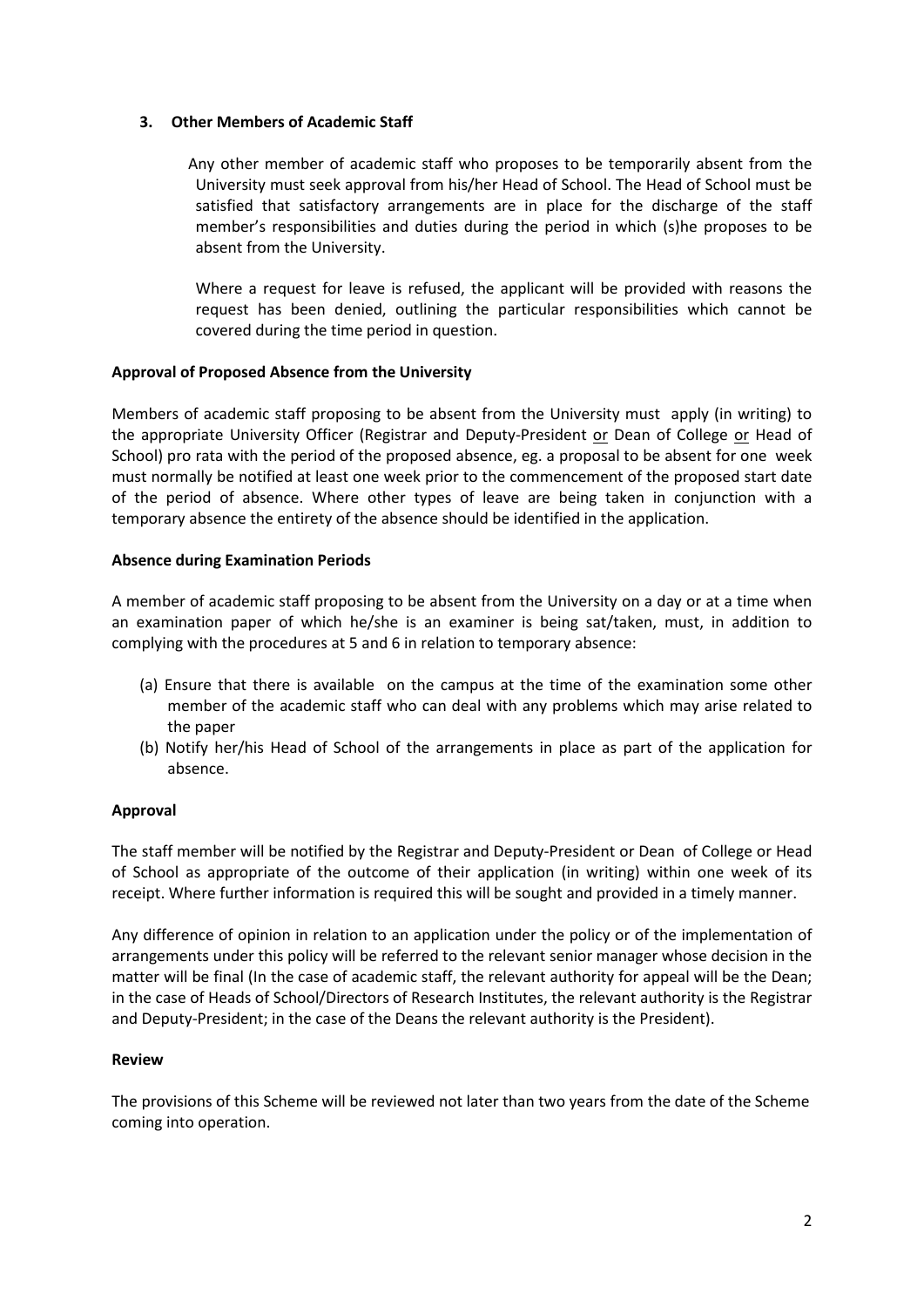### 3. Other Members of Academic Staff

Any other member of academic staff who proposes to be temporarily absent from the University must seek approval from his/her Head of School. The Head of School must be satisfied that satisfactory arrangements are in place for the discharge of the staff member's responsibilities and duties during the period in which (s)he proposes to be absent from the University.

Where a request for leave is refused, the applicant will be provided with reasons the request has been denied, outlining the particular responsibilities which cannot be covered during the time period in question.

**Approval of Proposed Absence from the University**

Members of academic staff proposing to be absent from the University must apply (in writing) to the appropriate University Officer (Registrar and Deputy-President <u>or</u> Dean of College <u>or</u> Head of School) pro rata with the period of the proposed absence, eg. a proposal to be absent for one week must normally be notified at least one week prior to the commencement of the proposed start date of the period of absence. Where other types of leave are being taken in conjunction with a temporary absence the entirety of the absence should be identified in the application.

**Absence during Examination Periods**

A member of academic staff proposing to be absent from the University on a day or at a time when an examination paper of which he/she is an examiner is being sat/taken, must, in addition to complying with the procedures at 5 and 6 in relation to temporary absence:

(a) Ensure that there is available on the campus at the time of the examination some other member of the academic staff who can deal with any problems which may arise related to the paper
(b) Notify her/his Head of School of the arrangements in place as part of the application for absence.

**Approval**

The staff member will be notified by the Registrar and Deputy-President or Dean of College or Head of School as appropriate of the outcome of their application (in writing) within one week of its receipt. Where further information is required this will be sought and provided in a timely manner.

Any difference of opinion in relation to an application under the policy or of the implementation of arrangements under this policy will be referred to the relevant senior manager whose decision in the matter will be final (In the case of academic staff, the relevant authority for appeal will be the Dean; in the case of Heads of School/Directors of Research Institutes, the relevant authority is the Registrar and Deputy-President; in the case of the Deans the relevant authority is the President).

**Review**

The provisions of this Scheme will be reviewed not later than two years from the date of the Scheme coming into operation.